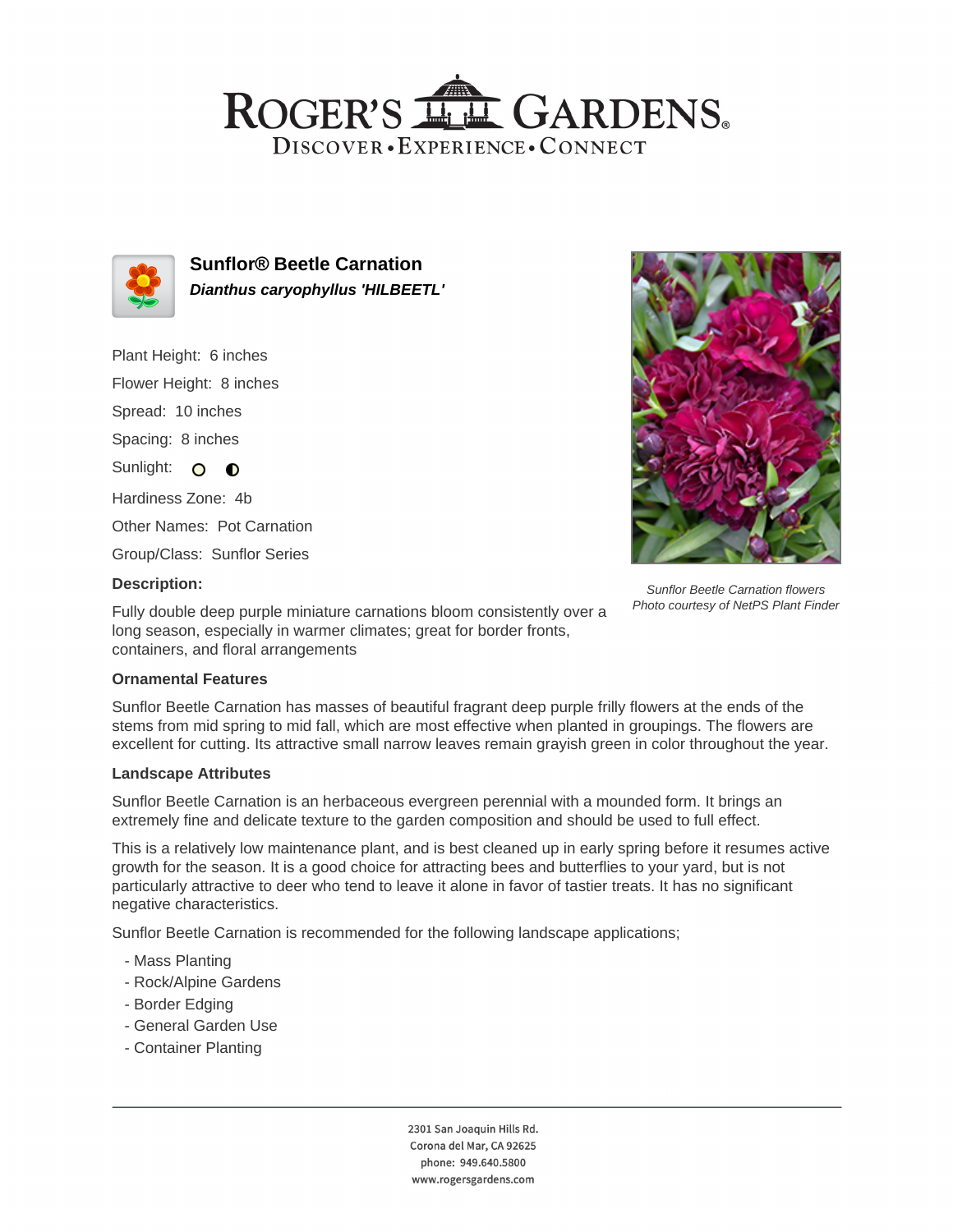# ROGER'S GARDENS

DISCOVER • EXPERIENCE • CONNECT

## Sunflor® Beetle Carnation

***Dianthus caryophyllus 'HILBEETL'***

Plant Height: 6 inches

Flower Height: 8 inches

Spread: 10 inches

Spacing: 8 inches

Sunlight: ○ ◐

Hardiness Zone: 4b

Other Names: Pot Carnation

Group/Class: Sunflor Series

*Sunflor Beetle Carnation flowers*
*Photo courtesy of NetPS Plant Finder*

### Description:

Fully double deep purple miniature carnations bloom consistently over a long season, especially in warmer climates; great for border fronts, containers, and floral arrangements

### Ornamental Features

Sunflor Beetle Carnation has masses of beautiful fragrant deep purple frilly flowers at the ends of the stems from mid spring to mid fall, which are most effective when planted in groupings. The flowers are excellent for cutting. Its attractive small narrow leaves remain grayish green in color throughout the year.

### Landscape Attributes

Sunflor Beetle Carnation is an herbaceous evergreen perennial with a mounded form. It brings an extremely fine and delicate texture to the garden composition and should be used to full effect.

This is a relatively low maintenance plant, and is best cleaned up in early spring before it resumes active growth for the season. It is a good choice for attracting bees and butterflies to your yard, but is not particularly attractive to deer who tend to leave it alone in favor of tastier treats. It has no significant negative characteristics.

Sunflor Beetle Carnation is recommended for the following landscape applications;

- Mass Planting
- Rock/Alpine Gardens
- Border Edging
- General Garden Use
- Container Planting

2301 San Joaquin Hills Rd.
Corona del Mar, CA 92625
phone: 949.640.5800
www.rogersgardens.com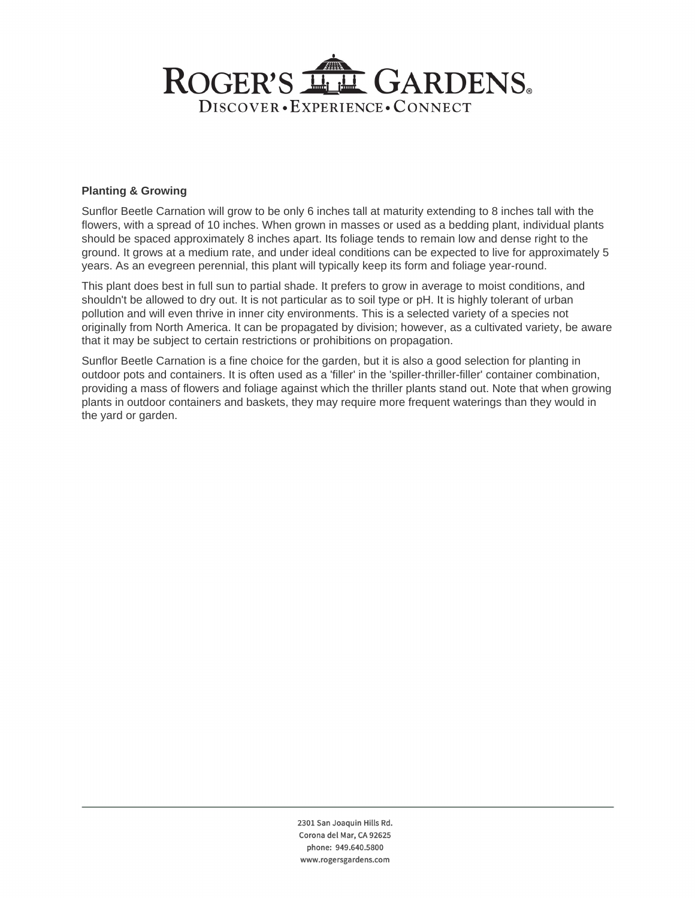**Planting & Growing**

Sunflor Beetle Carnation will grow to be only 6 inches tall at maturity extending to 8 inches tall with the flowers, with a spread of 10 inches. When grown in masses or used as a bedding plant, individual plants should be spaced approximately 8 inches apart. Its foliage tends to remain low and dense right to the ground. It grows at a medium rate, and under ideal conditions can be expected to live for approximately 5 years. As an evegreen perennial, this plant will typically keep its form and foliage year-round.

This plant does best in full sun to partial shade. It prefers to grow in average to moist conditions, and shouldn't be allowed to dry out. It is not particular as to soil type or pH. It is highly tolerant of urban pollution and will even thrive in inner city environments. This is a selected variety of a species not originally from North America. It can be propagated by division; however, as a cultivated variety, be aware that it may be subject to certain restrictions or prohibitions on propagation.

Sunflor Beetle Carnation is a fine choice for the garden, but it is also a good selection for planting in outdoor pots and containers. It is often used as a 'filler' in the 'spiller-thriller-filler' container combination, providing a mass of flowers and foliage against which the thriller plants stand out. Note that when growing plants in outdoor containers and baskets, they may require more frequent waterings than they would in the yard or garden.